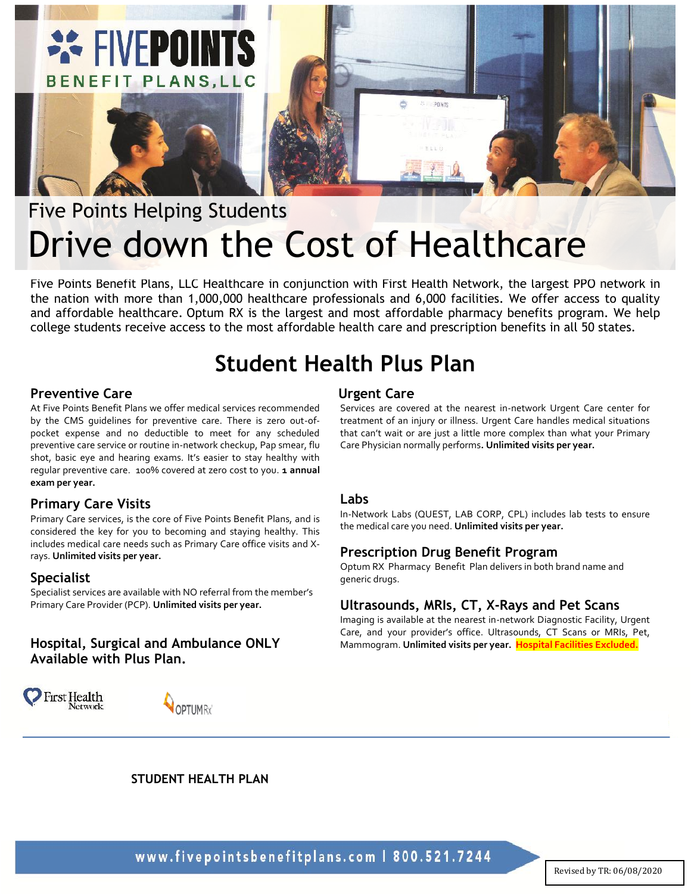# FIVEPOINTS BENEFIT PLANS, LLC

## Five Points Helping Students

# Drive down the Cost of Healthcare

Five Points Benefit Plans, LLC Healthcare in conjunction with First Health Network, the largest PPO network in the nation with more than 1,000,000 healthcare professionals and 6,000 facilities. We offer access to quality and affordable healthcare. Optum RX is the largest and most affordable pharmacy benefits program. We help college students receive access to the most affordable health care and prescription benefits in all 50 states.

# Student Health Plus Plan

### Preventive Care

At Five Points Benefit Plans we offer medical services recommended by the CMS guidelines for preventive care. There is zero out-of-pocket expense and no deductible to meet for any scheduled preventive care service or routine in-network checkup, Pap smear, flu shot, basic eye and hearing exams. It's easier to stay healthy with regular preventive care. 100% covered at zero cost to you. **1 annual exam per year.**

### Primary Care Visits

Primary Care services, is the core of Five Points Benefit Plans, and is considered the key for you to becoming and staying healthy. This includes medical care needs such as Primary Care office visits and X-rays. **Unlimited visits per year.**

### Specialist

Specialist services are available with NO referral from the member's Primary Care Provider (PCP). **Unlimited visits per year.**

### Hospital, Surgical and Ambulance ONLY Available with Plus Plan.

### Urgent Care

Services are covered at the nearest in-network Urgent Care center for treatment of an injury or illness. Urgent Care handles medical situations that can't wait or are just a little more complex than what your Primary Care Physician normally performs**. Unlimited visits per year.**

### Labs

In-Network Labs (QUEST, LAB CORP, CPL) includes lab tests to ensure the medical care you need. **Unlimited visits per year.**

### Prescription Drug Benefit Program

Optum RX Pharmacy Benefit Plan delivers in both brand name and generic drugs.

### Ultrasounds, MRIs, CT, X-Rays and Pet Scans

Imaging is available at the nearest in-network Diagnostic Facility, Urgent Care, and your provider's office. Ultrasounds, CT Scans or MRIs, Pet, Mammogram. **Unlimited visits per year. Hospital Facilities Excluded.**

First Health Network

OPTUMRx

**STUDENT HEALTH PLAN**

www.fivepointsbenefitplans.com | 800.521.7244

Revised by TR: 06/08/2020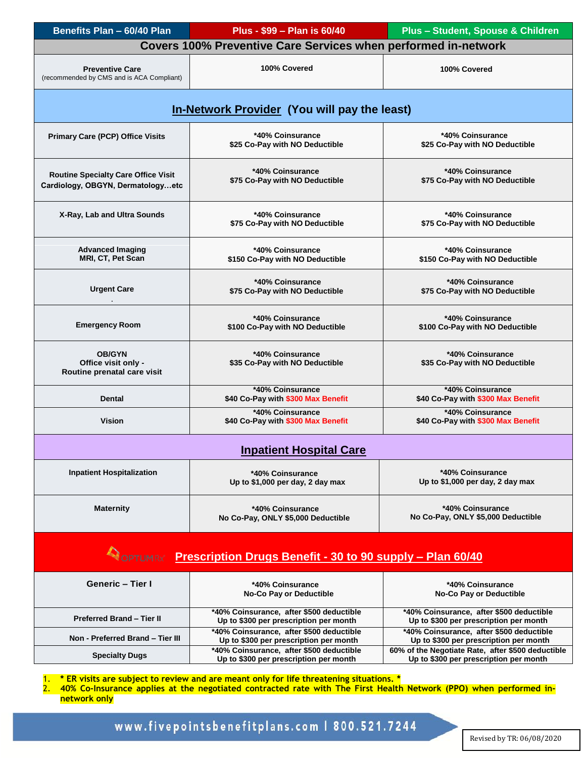| Benefits Plan – 60/40 Plan | Plus - $99 – Plan is 60/40 | Plus – Student, Spouse & Children |
|---|---|---|
| **Covers 100% Preventive Care Services when performed in-network** | | |
| **Preventive Care** (recommended by CMS and is ACA Compliant) | **100% Covered** | **100% Covered** |
| **In-Network Provider (You will pay the least)** | | |
| **Primary Care (PCP) Office Visits** | *40% Coinsurance $25 Co-Pay with NO Deductible | *40% Coinsurance $25 Co-Pay with NO Deductible |
| **Routine Specialty Care Office Visit Cardiology, OBGYN, Dermatology…etc** | *40% Coinsurance $75 Co-Pay with NO Deductible | *40% Coinsurance $75 Co-Pay with NO Deductible |
| **X-Ray, Lab and Ultra Sounds** | *40% Coinsurance $75 Co-Pay with NO Deductible | *40% Coinsurance $75 Co-Pay with NO Deductible |
| **Advanced Imaging MRI, CT, Pet Scan** | *40% Coinsurance $150 Co-Pay with NO Deductible | *40% Coinsurance $150 Co-Pay with NO Deductible |
| **Urgent Care** | *40% Coinsurance $75 Co-Pay with NO Deductible | *40% Coinsurance $75 Co-Pay with NO Deductible |
| **Emergency Room** | *40% Coinsurance $100 Co-Pay with NO Deductible | *40% Coinsurance $100 Co-Pay with NO Deductible |
| **OB/GYN Office visit only - Routine prenatal care visit** | *40% Coinsurance $35 Co-Pay with NO Deductible | *40% Coinsurance $35 Co-Pay with NO Deductible |
| **Dental** | *40% Coinsurance $40 Co-Pay with $300 Max Benefit | *40% Coinsurance $40 Co-Pay with $300 Max Benefit |
| **Vision** | *40% Coinsurance $40 Co-Pay with $300 Max Benefit | *40% Coinsurance $40 Co-Pay with $300 Max Benefit |
| **Inpatient Hospital Care** | | |
| **Inpatient Hospitalization** | *40% Coinsurance Up to $1,000 per day, 2 day max | *40% Coinsurance Up to $1,000 per day, 2 day max |
| **Maternity** | *40% Coinsurance No Co-Pay, ONLY $5,000 Deductible | *40% Coinsurance No Co-Pay, ONLY $5,000 Deductible |
| **OPTUMRx Prescription Drugs Benefit - 30 to 90 supply – Plan 60/40** | | |
| **Generic – Tier I** | *40% Coinsurance No-Co Pay or Deductible | *40% Coinsurance No-Co Pay or Deductible |
| **Preferred Brand – Tier II** | *40% Coinsurance, after $500 deductible Up to $300 per prescription per month | *40% Coinsurance, after $500 deductible Up to $300 per prescription per month |
| **Non - Preferred Brand – Tier III** | *40% Coinsurance, after $500 deductible Up to $300 per prescription per month | *40% Coinsurance, after $500 deductible Up to $300 per prescription per month |
| **Specialty Dugs** | *40% Coinsurance, after $500 deductible Up to $300 per prescription per month | 60% of the Negotiate Rate, after $500 deductible Up to $300 per prescription per month |

1. * ER visits are subject to review and are meant only for life threatening situations. *
2. 40% Co-Insurance applies at the negotiated contracted rate with The First Health Network (PPO) when performed in-network only

www.fivepointsbenefitplans.com | 800.521.7244

Revised by TR: 06/08/2020